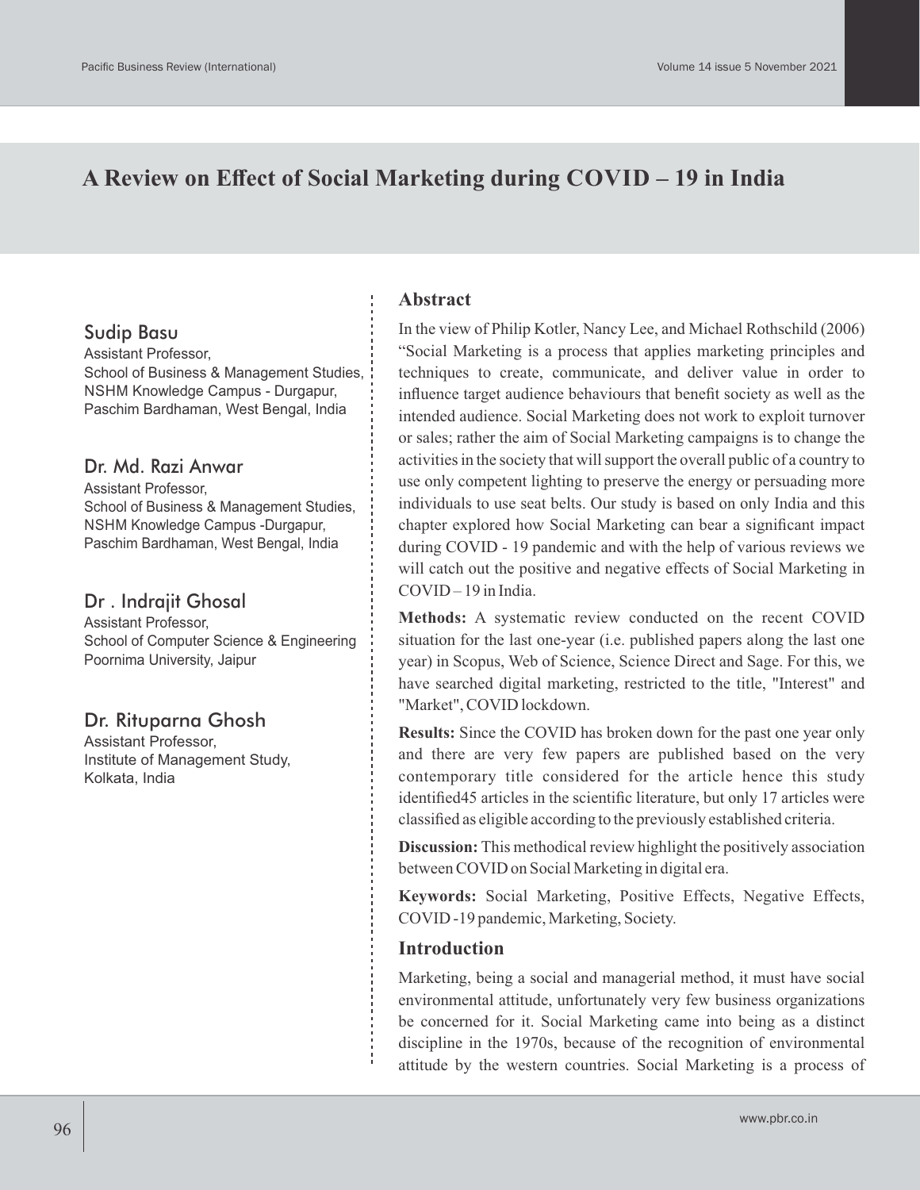# A Review on Effect of Social Marketing during COVID – 19 in India

**Sudip Basu**
Assistant Professor,
School of Business & Management Studies,
NSHM Knowledge Campus - Durgapur,
Paschim Bardhaman, West Bengal, India

**Dr. Md. Razi Anwar**
Assistant Professor,
School of Business & Management Studies,
NSHM Knowledge Campus -Durgapur,
Paschim Bardhaman, West Bengal, India

**Dr . Indrajit Ghosal**
Assistant Professor,
School of Computer Science & Engineering
Poornima University, Jaipur

**Dr. Rituparna Ghosh**
Assistant Professor,
Institute of Management Study,
Kolkata, India

## Abstract

In the view of Philip Kotler, Nancy Lee, and Michael Rothschild (2006) "Social Marketing is a process that applies marketing principles and techniques to create, communicate, and deliver value in order to influence target audience behaviours that benefit society as well as the intended audience. Social Marketing does not work to exploit turnover or sales; rather the aim of Social Marketing campaigns is to change the activities in the society that will support the overall public of a country to use only competent lighting to preserve the energy or persuading more individuals to use seat belts. Our study is based on only India and this chapter explored how Social Marketing can bear a significant impact during COVID - 19 pandemic and with the help of various reviews we will catch out the positive and negative effects of Social Marketing in COVID – 19 in India.

**Methods:** A systematic review conducted on the recent COVID situation for the last one-year (i.e. published papers along the last one year) in Scopus, Web of Science, Science Direct and Sage. For this, we have searched digital marketing, restricted to the title, "Interest" and "Market", COVID lockdown.

**Results:** Since the COVID has broken down for the past one year only and there are very few papers are published based on the very contemporary title considered for the article hence this study identified45 articles in the scientific literature, but only 17 articles were classified as eligible according to the previously established criteria.

**Discussion:** This methodical review highlight the positively association between COVID on Social Marketing in digital era.

**Keywords:** Social Marketing, Positive Effects, Negative Effects, COVID -19 pandemic, Marketing, Society.

## Introduction

Marketing, being a social and managerial method, it must have social environmental attitude, unfortunately very few business organizations be concerned for it. Social Marketing came into being as a distinct discipline in the 1970s, because of the recognition of environmental attitude by the western countries. Social Marketing is a process of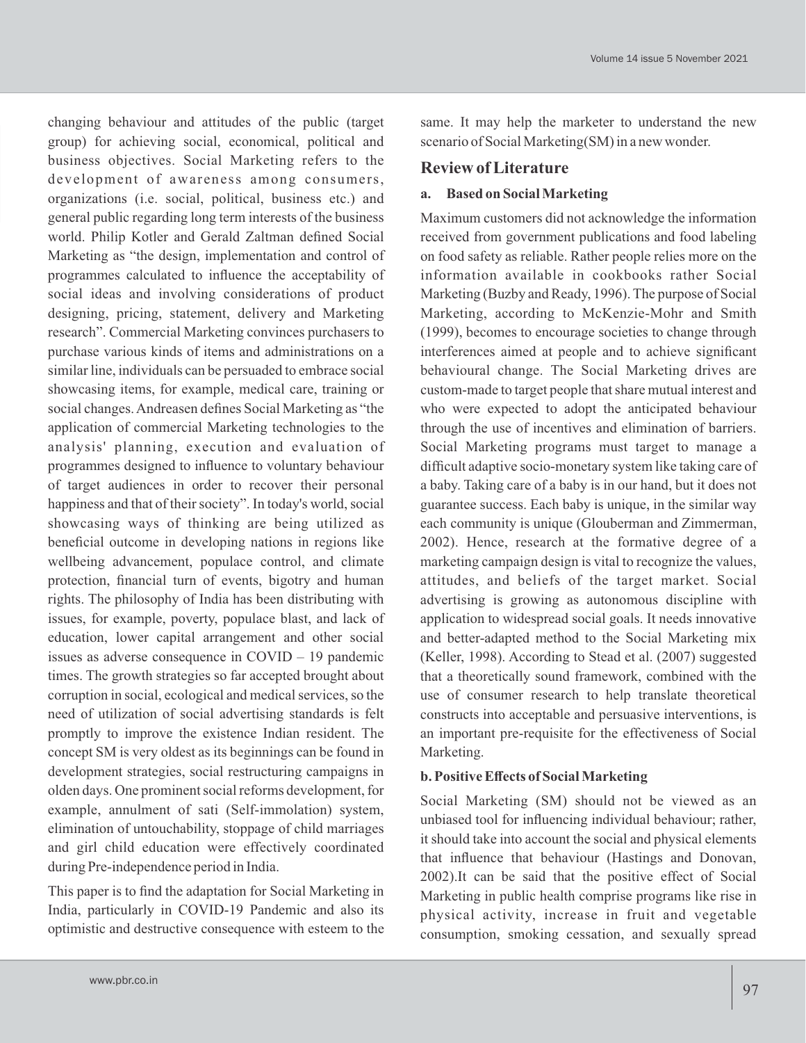changing behaviour and attitudes of the public (target group) for achieving social, economical, political and business objectives. Social Marketing refers to the development of awareness among consumers, organizations (i.e. social, political, business etc.) and general public regarding long term interests of the business world. Philip Kotler and Gerald Zaltman defined Social Marketing as "the design, implementation and control of programmes calculated to influence the acceptability of social ideas and involving considerations of product designing, pricing, statement, delivery and Marketing research". Commercial Marketing convinces purchasers to purchase various kinds of items and administrations on a similar line, individuals can be persuaded to embrace social showcasing items, for example, medical care, training or social changes. Andreasen defines Social Marketing as "the application of commercial Marketing technologies to the analysis' planning, execution and evaluation of programmes designed to influence to voluntary behaviour of target audiences in order to recover their personal happiness and that of their society". In today's world, social showcasing ways of thinking are being utilized as beneficial outcome in developing nations in regions like wellbeing advancement, populace control, and climate protection, financial turn of events, bigotry and human rights. The philosophy of India has been distributing with issues, for example, poverty, populace blast, and lack of education, lower capital arrangement and other social issues as adverse consequence in COVID – 19 pandemic times. The growth strategies so far accepted brought about corruption in social, ecological and medical services, so the need of utilization of social advertising standards is felt promptly to improve the existence Indian resident. The concept SM is very oldest as its beginnings can be found in development strategies, social restructuring campaigns in olden days. One prominent social reforms development, for example, annulment of sati (Self-immolation) system, elimination of untouchability, stoppage of child marriages and girl child education were effectively coordinated during Pre-independence period in India.

This paper is to find the adaptation for Social Marketing in India, particularly in COVID-19 Pandemic and also its optimistic and destructive consequence with esteem to the same. It may help the marketer to understand the new scenario of Social Marketing(SM) in a new wonder.

## Review of Literature

### a. Based on Social Marketing

Maximum customers did not acknowledge the information received from government publications and food labeling on food safety as reliable. Rather people relies more on the information available in cookbooks rather Social Marketing (Buzby and Ready, 1996). The purpose of Social Marketing, according to McKenzie-Mohr and Smith (1999), becomes to encourage societies to change through interferences aimed at people and to achieve significant behavioural change. The Social Marketing drives are custom-made to target people that share mutual interest and who were expected to adopt the anticipated behaviour through the use of incentives and elimination of barriers. Social Marketing programs must target to manage a difficult adaptive socio-monetary system like taking care of a baby. Taking care of a baby is in our hand, but it does not guarantee success. Each baby is unique, in the similar way each community is unique (Glouberman and Zimmerman, 2002). Hence, research at the formative degree of a marketing campaign design is vital to recognize the values, attitudes, and beliefs of the target market. Social advertising is growing as autonomous discipline with application to widespread social goals. It needs innovative and better-adapted method to the Social Marketing mix (Keller, 1998). According to Stead et al. (2007) suggested that a theoretically sound framework, combined with the use of consumer research to help translate theoretical constructs into acceptable and persuasive interventions, is an important pre-requisite for the effectiveness of Social Marketing.

### b. Positive Effects of Social Marketing

Social Marketing (SM) should not be viewed as an unbiased tool for influencing individual behaviour; rather, it should take into account the social and physical elements that influence that behaviour (Hastings and Donovan, 2002).It can be said that the positive effect of Social Marketing in public health comprise programs like rise in physical activity, increase in fruit and vegetable consumption, smoking cessation, and sexually spread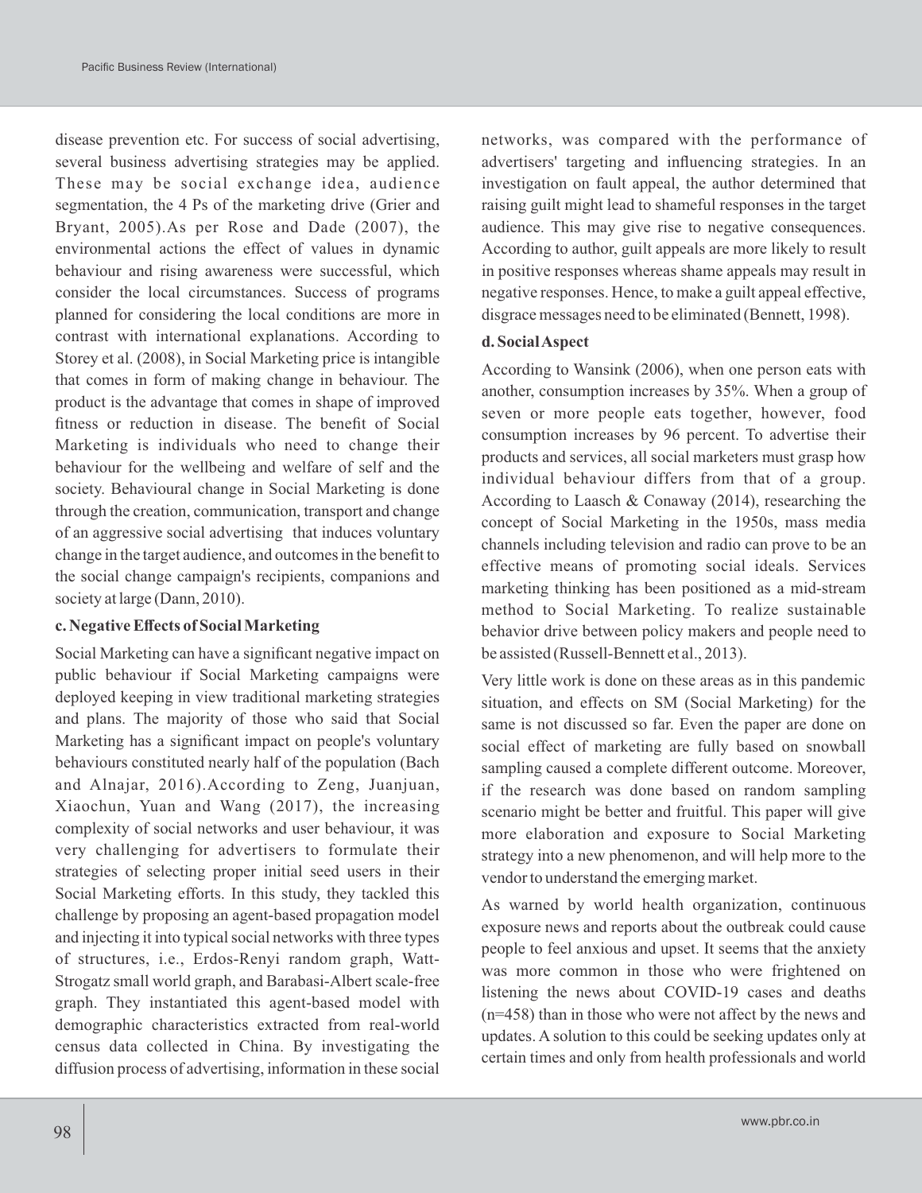disease prevention etc. For success of social advertising, several business advertising strategies may be applied. These may be social exchange idea, audience segmentation, the 4 Ps of the marketing drive (Grier and Bryant, 2005).As per Rose and Dade (2007), the environmental actions the effect of values in dynamic behaviour and rising awareness were successful, which consider the local circumstances. Success of programs planned for considering the local conditions are more in contrast with international explanations. According to Storey et al. (2008), in Social Marketing price is intangible that comes in form of making change in behaviour. The product is the advantage that comes in shape of improved fitness or reduction in disease. The benefit of Social Marketing is individuals who need to change their behaviour for the wellbeing and welfare of self and the society. Behavioural change in Social Marketing is done through the creation, communication, transport and change of an aggressive social advertising that induces voluntary change in the target audience, and outcomes in the benefit to the social change campaign's recipients, companions and society at large (Dann, 2010).

**c. Negative Effects of Social Marketing**

Social Marketing can have a significant negative impact on public behaviour if Social Marketing campaigns were deployed keeping in view traditional marketing strategies and plans. The majority of those who said that Social Marketing has a significant impact on people's voluntary behaviours constituted nearly half of the population (Bach and Alnajar, 2016).According to Zeng, Juanjuan, Xiaochun, Yuan and Wang (2017), the increasing complexity of social networks and user behaviour, it was very challenging for advertisers to formulate their strategies of selecting proper initial seed users in their Social Marketing efforts. In this study, they tackled this challenge by proposing an agent-based propagation model and injecting it into typical social networks with three types of structures, i.e., Erdos-Renyi random graph, Watt-Strogatz small world graph, and Barabasi-Albert scale-free graph. They instantiated this agent-based model with demographic characteristics extracted from real-world census data collected in China. By investigating the diffusion process of advertising, information in these social networks, was compared with the performance of advertisers' targeting and influencing strategies. In an investigation on fault appeal, the author determined that raising guilt might lead to shameful responses in the target audience. This may give rise to negative consequences. According to author, guilt appeals are more likely to result in positive responses whereas shame appeals may result in negative responses. Hence, to make a guilt appeal effective, disgrace messages need to be eliminated (Bennett, 1998).

**d. Social Aspect**

According to Wansink (2006), when one person eats with another, consumption increases by 35%. When a group of seven or more people eats together, however, food consumption increases by 96 percent. To advertise their products and services, all social marketers must grasp how individual behaviour differs from that of a group. According to Laasch & Conaway (2014), researching the concept of Social Marketing in the 1950s, mass media channels including television and radio can prove to be an effective means of promoting social ideals. Services marketing thinking has been positioned as a mid-stream method to Social Marketing. To realize sustainable behavior drive between policy makers and people need to be assisted (Russell-Bennett et al., 2013).

Very little work is done on these areas as in this pandemic situation, and effects on SM (Social Marketing) for the same is not discussed so far. Even the paper are done on social effect of marketing are fully based on snowball sampling caused a complete different outcome. Moreover, if the research was done based on random sampling scenario might be better and fruitful. This paper will give more elaboration and exposure to Social Marketing strategy into a new phenomenon, and will help more to the vendor to understand the emerging market.

As warned by world health organization, continuous exposure news and reports about the outbreak could cause people to feel anxious and upset. It seems that the anxiety was more common in those who were frightened on listening the news about COVID-19 cases and deaths (n=458) than in those who were not affect by the news and updates. A solution to this could be seeking updates only at certain times and only from health professionals and world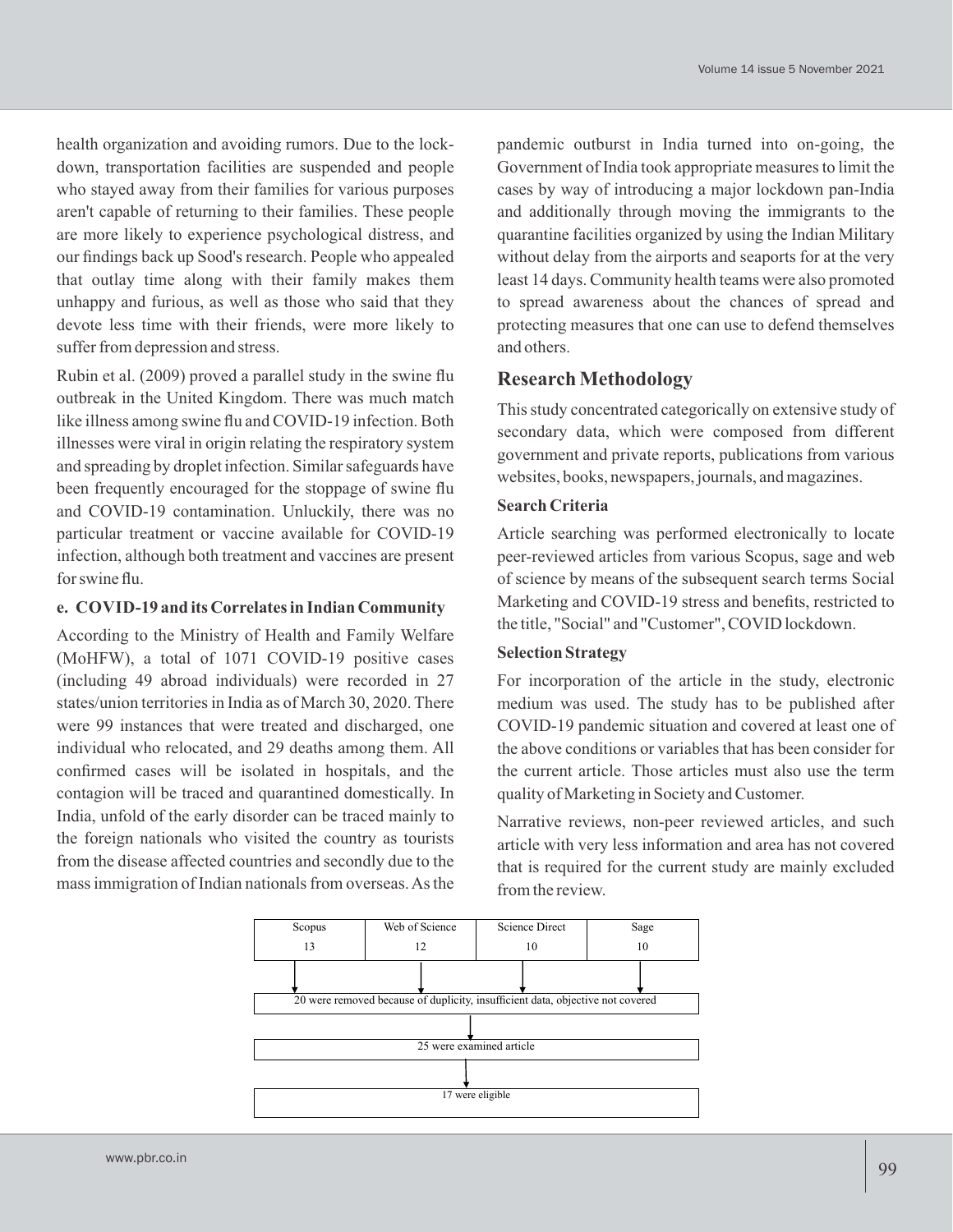health organization and avoiding rumors. Due to the lock-down, transportation facilities are suspended and people who stayed away from their families for various purposes aren't capable of returning to their families. These people are more likely to experience psychological distress, and our findings back up Sood's research. People who appealed that outlay time along with their family makes them unhappy and furious, as well as those who said that they devote less time with their friends, were more likely to suffer from depression and stress.

Rubin et al. (2009) proved a parallel study in the swine flu outbreak in the United Kingdom. There was much match like illness among swine flu and COVID-19 infection. Both illnesses were viral in origin relating the respiratory system and spreading by droplet infection. Similar safeguards have been frequently encouraged for the stoppage of swine flu and COVID-19 contamination. Unluckily, there was no particular treatment or vaccine available for COVID-19 infection, although both treatment and vaccines are present for swine flu.

#### e. COVID-19 and its Correlates in Indian Community

According to the Ministry of Health and Family Welfare (MoHFW), a total of 1071 COVID-19 positive cases (including 49 abroad individuals) were recorded in 27 states/union territories in India as of March 30, 2020. There were 99 instances that were treated and discharged, one individual who relocated, and 29 deaths among them. All confirmed cases will be isolated in hospitals, and the contagion will be traced and quarantined domestically. In India, unfold of the early disorder can be traced mainly to the foreign nationals who visited the country as tourists from the disease affected countries and secondly due to the mass immigration of Indian nationals from overseas. As the pandemic outburst in India turned into on-going, the Government of India took appropriate measures to limit the cases by way of introducing a major lockdown pan-India and additionally through moving the immigrants to the quarantine facilities organized by using the Indian Military without delay from the airports and seaports for at the very least 14 days. Community health teams were also promoted to spread awareness about the chances of spread and protecting measures that one can use to defend themselves and others.

## Research Methodology

This study concentrated categorically on extensive study of secondary data, which were composed from different government and private reports, publications from various websites, books, newspapers, journals, and magazines.

#### Search Criteria

Article searching was performed electronically to locate peer-reviewed articles from various Scopus, sage and web of science by means of the subsequent search terms Social Marketing and COVID-19 stress and benefits, restricted to the title, "Social" and "Customer", COVID lockdown.

#### Selection Strategy

For incorporation of the article in the study, electronic medium was used. The study has to be published after COVID-19 pandemic situation and covered at least one of the above conditions or variables that has been consider for the current article. Those articles must also use the term quality of Marketing in Society and Customer.

Narrative reviews, non-peer reviewed articles, and such article with very less information and area has not covered that is required for the current study are mainly excluded from the review.

| Scopus | Web of Science | Science Direct | Sage |
|---|---|---|---|
| 13 | 12 | 10 | 10 |

↓

20 were removed because of duplicity, insufficient data, objective not covered

↓

25 were examined article

↓

17 were eligible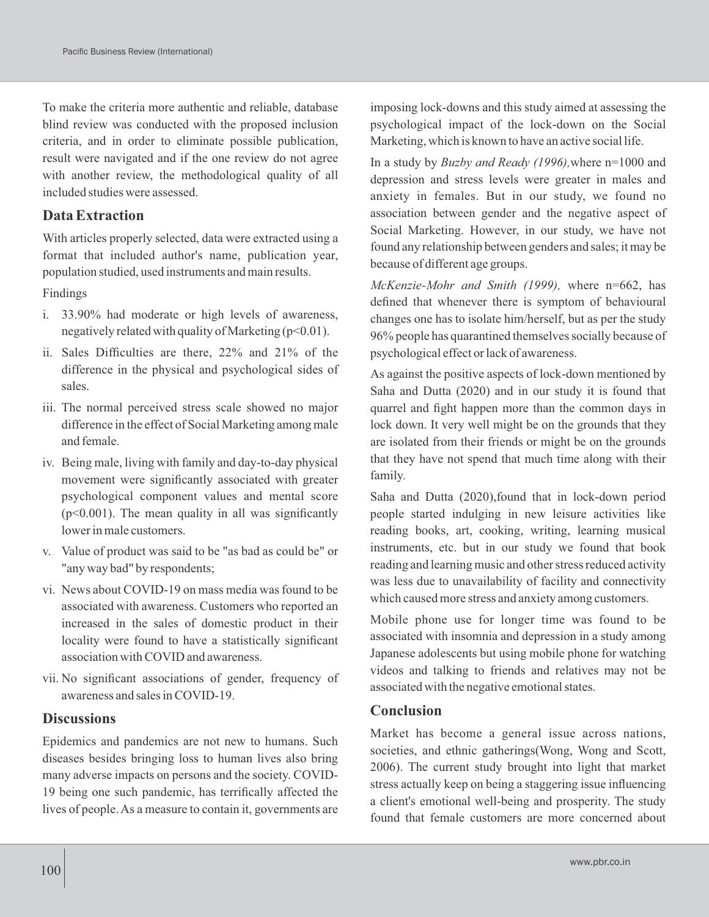To make the criteria more authentic and reliable, database blind review was conducted with the proposed inclusion criteria, and in order to eliminate possible publication, result were navigated and if the one review do not agree with another review, the methodological quality of all included studies were assessed.

## Data Extraction

With articles properly selected, data were extracted using a format that included author's name, publication year, population studied, used instruments and main results.

Findings

i. 33.90% had moderate or high levels of awareness, negatively related with quality of Marketing ($p<0.01$).
ii. Sales Difficulties are there, 22% and 21% of the difference in the physical and psychological sides of sales.
iii. The normal perceived stress scale showed no major difference in the effect of Social Marketing among male and female.
iv. Being male, living with family and day-to-day physical movement were significantly associated with greater psychological component values and mental score ($p<0.001$). The mean quality in all was significantly lower in male customers.
v. Value of product was said to be "as bad as could be" or "any way bad" by respondents;
vi. News about COVID-19 on mass media was found to be associated with awareness. Customers who reported an increased in the sales of domestic product in their locality were found to have a statistically significant association with COVID and awareness.
vii. No significant associations of gender, frequency of awareness and sales in COVID-19.

## Discussions

Epidemics and pandemics are not new to humans. Such diseases besides bringing loss to human lives also bring many adverse impacts on persons and the society. COVID-19 being one such pandemic, has terrifically affected the lives of people. As a measure to contain it, governments are imposing lock-downs and this study aimed at assessing the psychological impact of the lock-down on the Social Marketing, which is known to have an active social life.

In a study by *Buzby and Ready (1996),* where n=1000 and depression and stress levels were greater in males and anxiety in females. But in our study, we found no association between gender and the negative aspect of Social Marketing. However, in our study, we have not found any relationship between genders and sales; it may be because of different age groups.

*McKenzie-Mohr and Smith (1999),* where n=662, has defined that whenever there is symptom of behavioural changes one has to isolate him/herself, but as per the study 96% people has quarantined themselves socially because of psychological effect or lack of awareness.

As against the positive aspects of lock-down mentioned by Saha and Dutta (2020) and in our study it is found that quarrel and fight happen more than the common days in lock down. It very well might be on the grounds that they are isolated from their friends or might be on the grounds that they have not spend that much time along with their family.

Saha and Dutta (2020),found that in lock-down period people started indulging in new leisure activities like reading books, art, cooking, writing, learning musical instruments, etc. but in our study we found that book reading and learning music and other stress reduced activity was less due to unavailability of facility and connectivity which caused more stress and anxiety among customers.

Mobile phone use for longer time was found to be associated with insomnia and depression in a study among Japanese adolescents but using mobile phone for watching videos and talking to friends and relatives may not be associated with the negative emotional states.

## Conclusion

Market has become a general issue across nations, societies, and ethnic gatherings(Wong, Wong and Scott, 2006). The current study brought into light that market stress actually keep on being a staggering issue influencing a client's emotional well-being and prosperity. The study found that female customers are more concerned about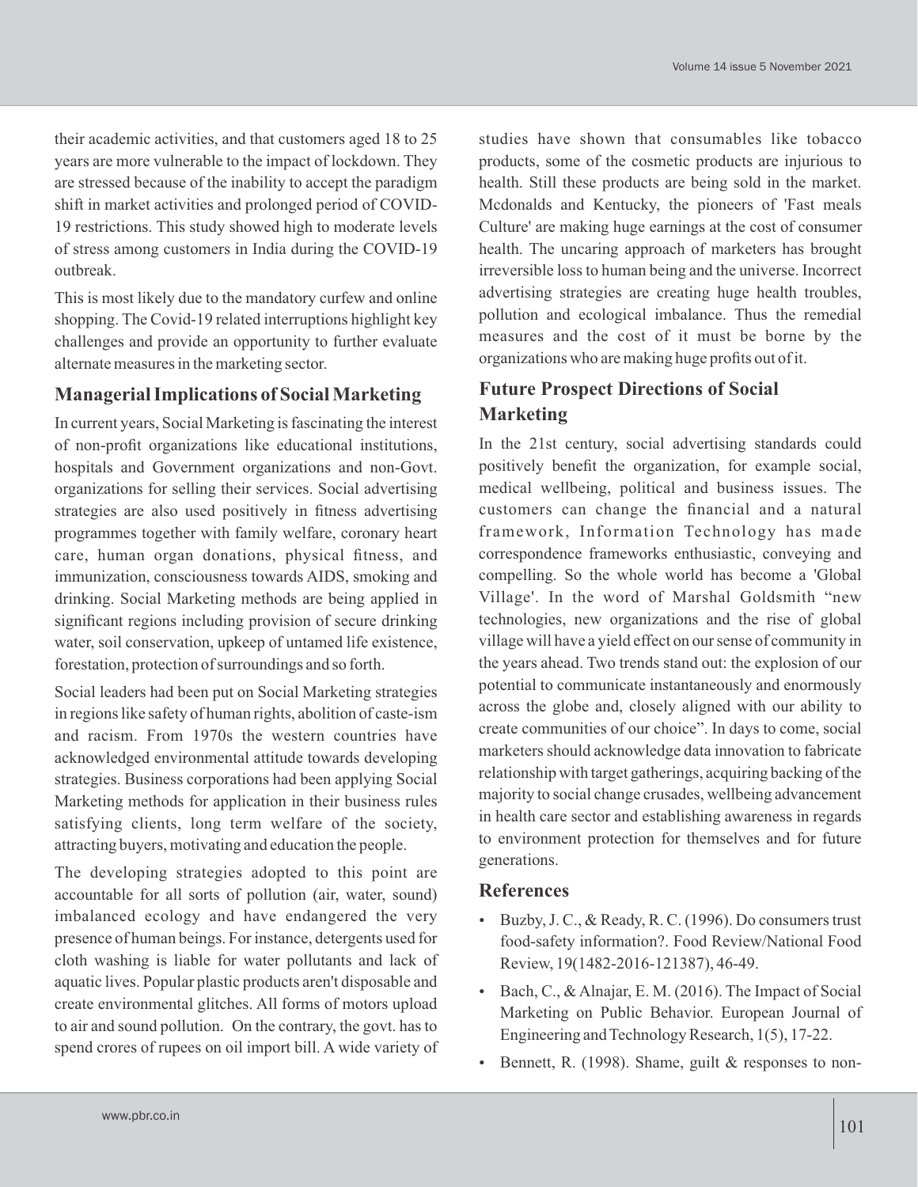their academic activities, and that customers aged 18 to 25 years are more vulnerable to the impact of lockdown. They are stressed because of the inability to accept the paradigm shift in market activities and prolonged period of COVID-19 restrictions. This study showed high to moderate levels of stress among customers in India during the COVID-19 outbreak.

This is most likely due to the mandatory curfew and online shopping. The Covid-19 related interruptions highlight key challenges and provide an opportunity to further evaluate alternate measures in the marketing sector.

## Managerial Implications of Social Marketing

In current years, Social Marketing is fascinating the interest of non-profit organizations like educational institutions, hospitals and Government organizations and non-Govt. organizations for selling their services. Social advertising strategies are also used positively in fitness advertising programmes together with family welfare, coronary heart care, human organ donations, physical fitness, and immunization, consciousness towards AIDS, smoking and drinking. Social Marketing methods are being applied in significant regions including provision of secure drinking water, soil conservation, upkeep of untamed life existence, forestation, protection of surroundings and so forth.

Social leaders had been put on Social Marketing strategies in regions like safety of human rights, abolition of caste-ism and racism. From 1970s the western countries have acknowledged environmental attitude towards developing strategies. Business corporations had been applying Social Marketing methods for application in their business rules satisfying clients, long term welfare of the society, attracting buyers, motivating and education the people.

The developing strategies adopted to this point are accountable for all sorts of pollution (air, water, sound) imbalanced ecology and have endangered the very presence of human beings. For instance, detergents used for cloth washing is liable for water pollutants and lack of aquatic lives. Popular plastic products aren't disposable and create environmental glitches. All forms of motors upload to air and sound pollution. On the contrary, the govt. has to spend crores of rupees on oil import bill. A wide variety of studies have shown that consumables like tobacco products, some of the cosmetic products are injurious to health. Still these products are being sold in the market. Mcdonalds and Kentucky, the pioneers of 'Fast meals Culture' are making huge earnings at the cost of consumer health. The uncaring approach of marketers has brought irreversible loss to human being and the universe. Incorrect advertising strategies are creating huge health troubles, pollution and ecological imbalance. Thus the remedial measures and the cost of it must be borne by the organizations who are making huge profits out of it.

## Future Prospect Directions of Social Marketing

In the 21st century, social advertising standards could positively benefit the organization, for example social, medical wellbeing, political and business issues. The customers can change the financial and a natural framework, Information Technology has made correspondence frameworks enthusiastic, conveying and compelling. So the whole world has become a 'Global Village'. In the word of Marshal Goldsmith "new technologies, new organizations and the rise of global village will have a yield effect on our sense of community in the years ahead. Two trends stand out: the explosion of our potential to communicate instantaneously and enormously across the globe and, closely aligned with our ability to create communities of our choice". In days to come, social marketers should acknowledge data innovation to fabricate relationship with target gatherings, acquiring backing of the majority to social change crusades, wellbeing advancement in health care sector and establishing awareness in regards to environment protection for themselves and for future generations.

## References

- Buzby, J. C., & Ready, R. C. (1996). Do consumers trust food-safety information?. Food Review/National Food Review, 19(1482-2016-121387), 46-49.
- Bach, C., & Alnajar, E. M. (2016). The Impact of Social Marketing on Public Behavior. European Journal of Engineering and Technology Research, 1(5), 17-22.
- Bennett, R. (1998). Shame, guilt & responses to non-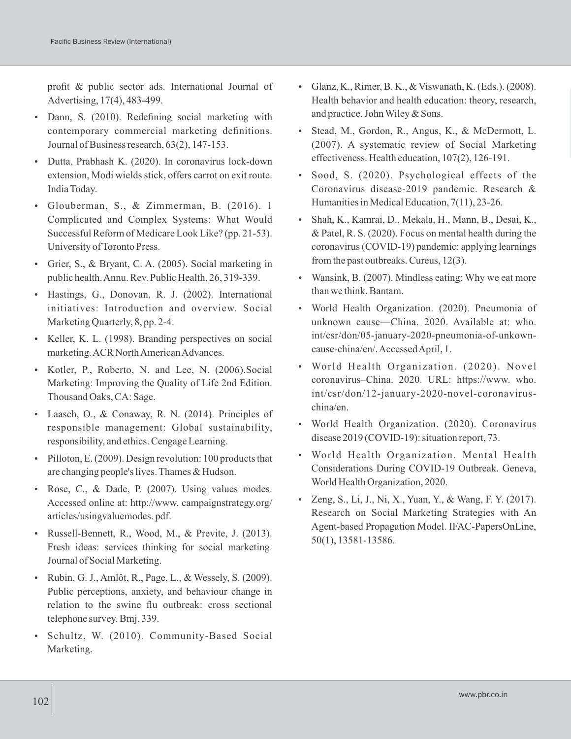profit & public sector ads. International Journal of Advertising, 17(4), 483-499.

- Dann, S. (2010). Redefining social marketing with contemporary commercial marketing definitions. Journal of Business research, 63(2), 147-153.
- Dutta, Prabhash K. (2020). In coronavirus lock-down extension, Modi wields stick, offers carrot on exit route. India Today.
- Glouberman, S., & Zimmerman, B. (2016). 1 Complicated and Complex Systems: What Would Successful Reform of Medicare Look Like? (pp. 21-53). University of Toronto Press.
- Grier, S., & Bryant, C. A. (2005). Social marketing in public health. Annu. Rev. Public Health, 26, 319-339.
- Hastings, G., Donovan, R. J. (2002). International initiatives: Introduction and overview. Social Marketing Quarterly, 8, pp. 2-4.
- Keller, K. L. (1998). Branding perspectives on social marketing. ACR North American Advances.
- Kotler, P., Roberto, N. and Lee, N. (2006).Social Marketing: Improving the Quality of Life 2nd Edition. Thousand Oaks, CA: Sage.
- Laasch, O., & Conaway, R. N. (2014). Principles of responsible management: Global sustainability, responsibility, and ethics. Cengage Learning.
- Pilloton, E. (2009). Design revolution: 100 products that are changing people's lives. Thames & Hudson.
- Rose, C., & Dade, P. (2007). Using values modes. Accessed online at: http://www. campaignstrategy.org/ articles/usingvaluemodes. pdf.
- Russell-Bennett, R., Wood, M., & Previte, J. (2013). Fresh ideas: services thinking for social marketing. Journal of Social Marketing.
- Rubin, G. J., Amlôt, R., Page, L., & Wessely, S. (2009). Public perceptions, anxiety, and behaviour change in relation to the swine flu outbreak: cross sectional telephone survey. Bmj, 339.
- Schultz, W. (2010). Community-Based Social Marketing.
- Glanz, K., Rimer, B. K., & Viswanath, K. (Eds.). (2008). Health behavior and health education: theory, research, and practice. John Wiley & Sons.
- Stead, M., Gordon, R., Angus, K., & McDermott, L. (2007). A systematic review of Social Marketing effectiveness. Health education, 107(2), 126-191.
- Sood, S. (2020). Psychological effects of the Coronavirus disease-2019 pandemic. Research & Humanities in Medical Education, 7(11), 23-26.
- Shah, K., Kamrai, D., Mekala, H., Mann, B., Desai, K., & Patel, R. S. (2020). Focus on mental health during the coronavirus (COVID-19) pandemic: applying learnings from the past outbreaks. Cureus, 12(3).
- Wansink, B. (2007). Mindless eating: Why we eat more than we think. Bantam.
- World Health Organization. (2020). Pneumonia of unknown cause—China. 2020. Available at: who. int/csr/don/05-january-2020-pneumonia-of-unkown-cause-china/en/. Accessed April, 1.
- World Health Organization. (2020). Novel coronavirus–China. 2020. URL: https://www. who. int/csr/don/12-january-2020-novel-coronavirus-china/en.
- World Health Organization. (2020). Coronavirus disease 2019 (COVID-19): situation report, 73.
- World Health Organization. Mental Health Considerations During COVID-19 Outbreak. Geneva, World Health Organization, 2020.
- Zeng, S., Li, J., Ni, X., Yuan, Y., & Wang, F. Y. (2017). Research on Social Marketing Strategies with An Agent-based Propagation Model. IFAC-PapersOnLine, 50(1), 13581-13586.